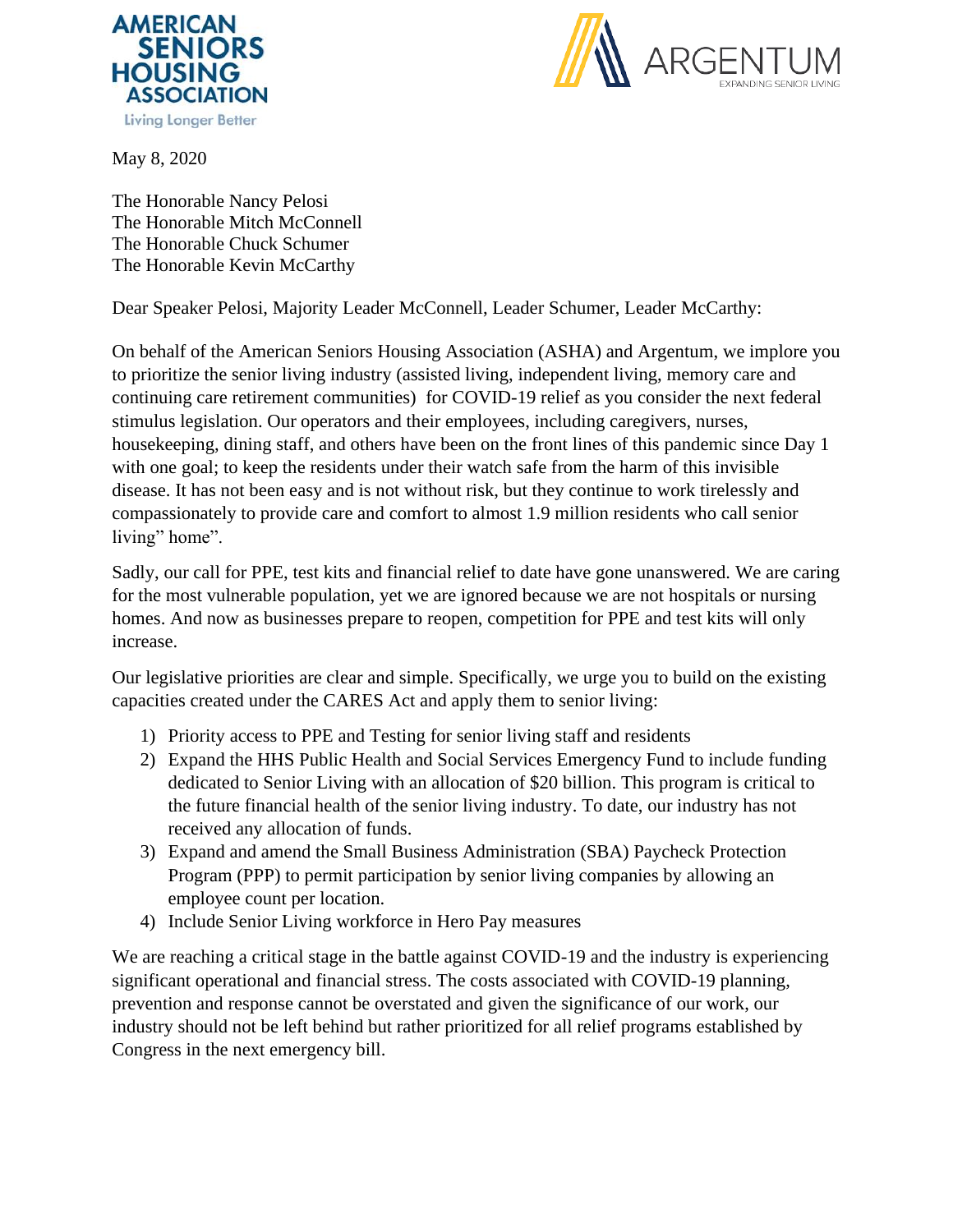AMERICAN SENIORS HOUSING ASSOCIATION
Living Longer Better

ARGENTUM
EXPANDING SENIOR LIVING

May 8, 2020

The Honorable Nancy Pelosi
The Honorable Mitch McConnell
The Honorable Chuck Schumer
The Honorable Kevin McCarthy

Dear Speaker Pelosi, Majority Leader McConnell, Leader Schumer, Leader McCarthy:

On behalf of the American Seniors Housing Association (ASHA) and Argentum, we implore you to prioritize the senior living industry (assisted living, independent living, memory care and continuing care retirement communities) for COVID-19 relief as you consider the next federal stimulus legislation. Our operators and their employees, including caregivers, nurses, housekeeping, dining staff, and others have been on the front lines of this pandemic since Day 1 with one goal; to keep the residents under their watch safe from the harm of this invisible disease. It has not been easy and is not without risk, but they continue to work tirelessly and compassionately to provide care and comfort to almost 1.9 million residents who call senior living" home".

Sadly, our call for PPE, test kits and financial relief to date have gone unanswered. We are caring for the most vulnerable population, yet we are ignored because we are not hospitals or nursing homes. And now as businesses prepare to reopen, competition for PPE and test kits will only increase.

Our legislative priorities are clear and simple. Specifically, we urge you to build on the existing capacities created under the CARES Act and apply them to senior living:

1) Priority access to PPE and Testing for senior living staff and residents
2) Expand the HHS Public Health and Social Services Emergency Fund to include funding dedicated to Senior Living with an allocation of $20 billion. This program is critical to the future financial health of the senior living industry. To date, our industry has not received any allocation of funds.
3) Expand and amend the Small Business Administration (SBA) Paycheck Protection Program (PPP) to permit participation by senior living companies by allowing an employee count per location.
4) Include Senior Living workforce in Hero Pay measures

We are reaching a critical stage in the battle against COVID-19 and the industry is experiencing significant operational and financial stress. The costs associated with COVID-19 planning, prevention and response cannot be overstated and given the significance of our work, our industry should not be left behind but rather prioritized for all relief programs established by Congress in the next emergency bill.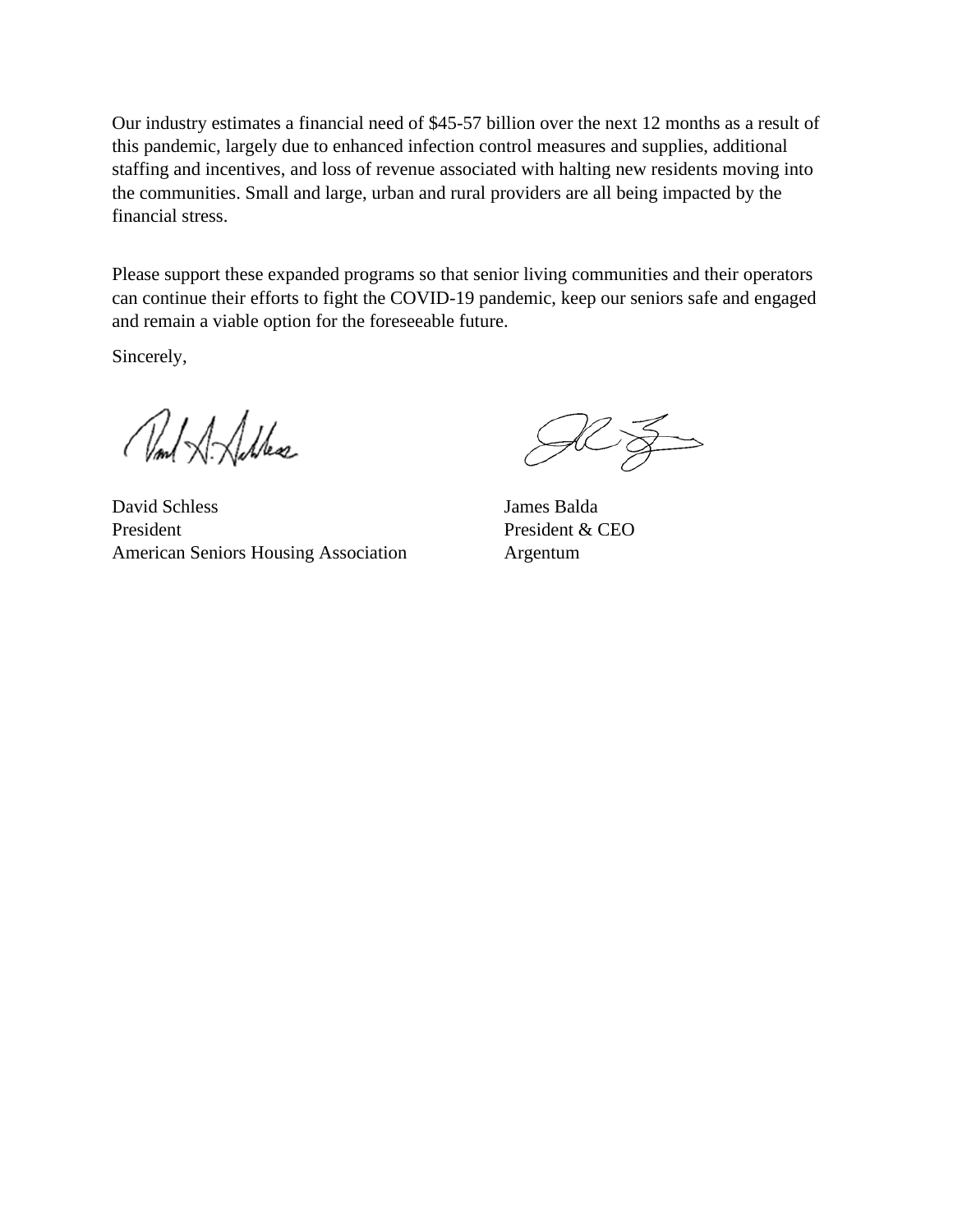Our industry estimates a financial need of $45-57 billion over the next 12 months as a result of this pandemic, largely due to enhanced infection control measures and supplies, additional staffing and incentives, and loss of revenue associated with halting new residents moving into the communities. Small and large, urban and rural providers are all being impacted by the financial stress.

Please support these expanded programs so that senior living communities and their operators can continue their efforts to fight the COVID-19 pandemic, keep our seniors safe and engaged and remain a viable option for the foreseeable future.

Sincerely,

David Schless
President
American Seniors Housing Association

James Balda
President & CEO
Argentum